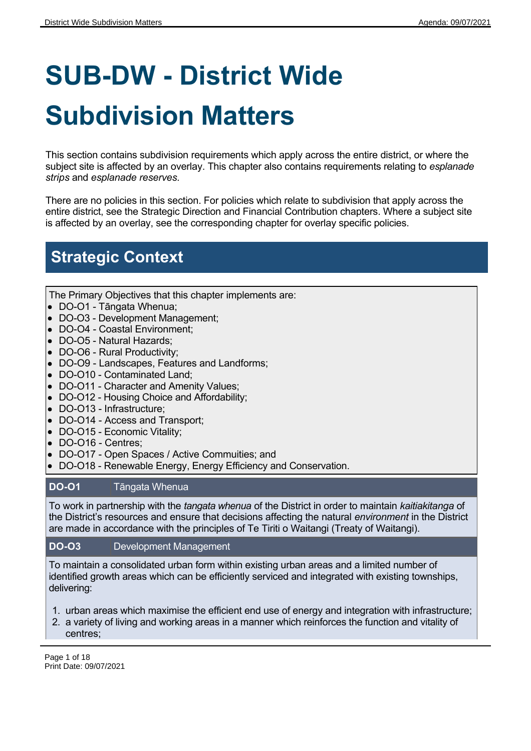# SUB-DW - District Wide Subdivision Matters

This section contains subdivision requirements which apply across the entire district, or where the subject site is affected by an overlay. This chapter also contains requirements relating to *esplanade strips* and *esplanade reserves.*

There are no policies in this section. For policies which relate to subdivision that apply across the entire district, see the Strategic Direction and Financial Contribution chapters. Where a subject site is affected by an overlay, see the corresponding chapter for overlay specific policies.

## Strategic Context

The Primary Objectives that this chapter implements are:

- DO-O1 - Tāngata Whenua;
- DO-O3 - Development Management;
- DO-O4 - Coastal Environment;
- DO-O5 - Natural Hazards;
- DO-O6 - Rural Productivity;
- DO-O9 - Landscapes, Features and Landforms;
- DO-O10 - Contaminated Land;
- DO-O11 - Character and Amenity Values;
- DO-O12 - Housing Choice and Affordability;
- DO-O13 - Infrastructure;
- DO-O14 - Access and Transport;
- DO-O15 - Economic Vitality;
- DO-O16 - Centres;
- DO-O17 - Open Spaces / Active Commuities; and
- DO-O18 - Renewable Energy, Energy Efficiency and Conservation.

| **DO-O1** | Tāngata Whenua |
|---|---|
| To work in partnership with the *tangata whenua* of the District in order to maintain *kaitiakitanga* of the District's resources and ensure that decisions affecting the natural *environment* in the District are made in accordance with the principles of Te Tiriti o Waitangi (Treaty of Waitangi). | |

| **DO-O3** | Development Management |
|---|---|
| To maintain a consolidated urban form within existing urban areas and a limited number of identified growth areas which can be efficiently serviced and integrated with existing townships, delivering:<br><br>1. urban areas which maximise the efficient end use of energy and integration with infrastructure;<br>2. a variety of living and working areas in a manner which reinforces the function and vitality of centres; | |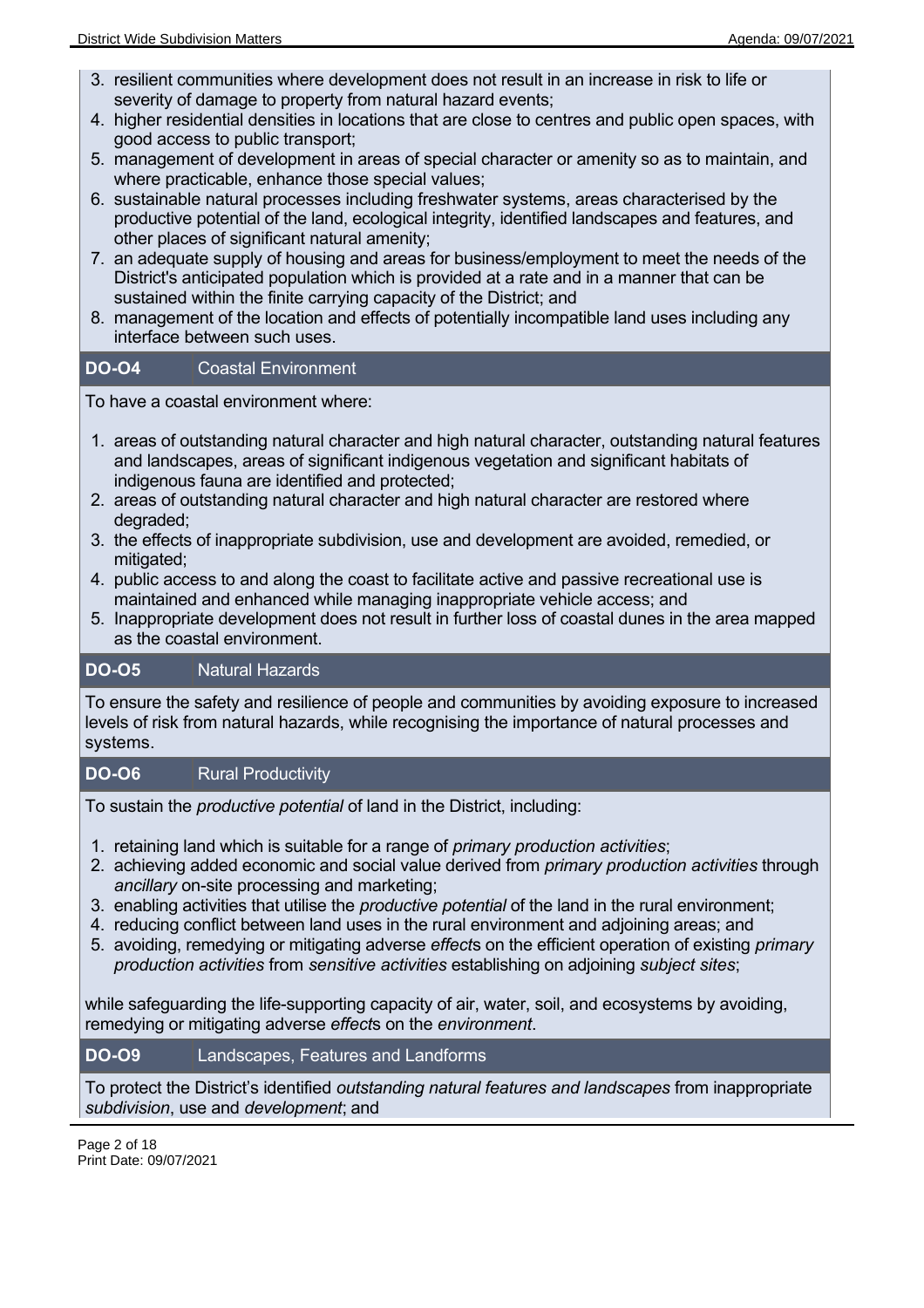3. resilient communities where development does not result in an increase in risk to life or severity of damage to property from natural hazard events;
4. higher residential densities in locations that are close to centres and public open spaces, with good access to public transport;
5. management of development in areas of special character or amenity so as to maintain, and where practicable, enhance those special values;
6. sustainable natural processes including freshwater systems, areas characterised by the productive potential of the land, ecological integrity, identified landscapes and features, and other places of significant natural amenity;
7. an adequate supply of housing and areas for business/employment to meet the needs of the District's anticipated population which is provided at a rate and in a manner that can be sustained within the finite carrying capacity of the District; and
8. management of the location and effects of potentially incompatible land uses including any interface between such uses.

### DO-O4 Coastal Environment

To have a coastal environment where:

1. areas of outstanding natural character and high natural character, outstanding natural features and landscapes, areas of significant indigenous vegetation and significant habitats of indigenous fauna are identified and protected;
2. areas of outstanding natural character and high natural character are restored where degraded;
3. the effects of inappropriate subdivision, use and development are avoided, remedied, or mitigated;
4. public access to and along the coast to facilitate active and passive recreational use is maintained and enhanced while managing inappropriate vehicle access; and
5. Inappropriate development does not result in further loss of coastal dunes in the area mapped as the coastal environment.

### DO-O5 Natural Hazards

To ensure the safety and resilience of people and communities by avoiding exposure to increased levels of risk from natural hazards, while recognising the importance of natural processes and systems.

### DO-O6 Rural Productivity

To sustain the *productive potential* of land in the District, including:

1. retaining land which is suitable for a range of *primary production activities*;
2. achieving added economic and social value derived from *primary production activities* through *ancillary* on-site processing and marketing;
3. enabling activities that utilise the *productive potential* of the land in the rural environment;
4. reducing conflict between land uses in the rural environment and adjoining areas; and
5. avoiding, remedying or mitigating adverse *effect*s on the efficient operation of existing *primary production activities* from *sensitive activities* establishing on adjoining *subject sites*;

while safeguarding the life-supporting capacity of air, water, soil, and ecosystems by avoiding, remedying or mitigating adverse *effect*s on the *environment*.

### DO-O9 Landscapes, Features and Landforms

To protect the District's identified *outstanding natural features and landscapes* from inappropriate *subdivision*, use and *development*; and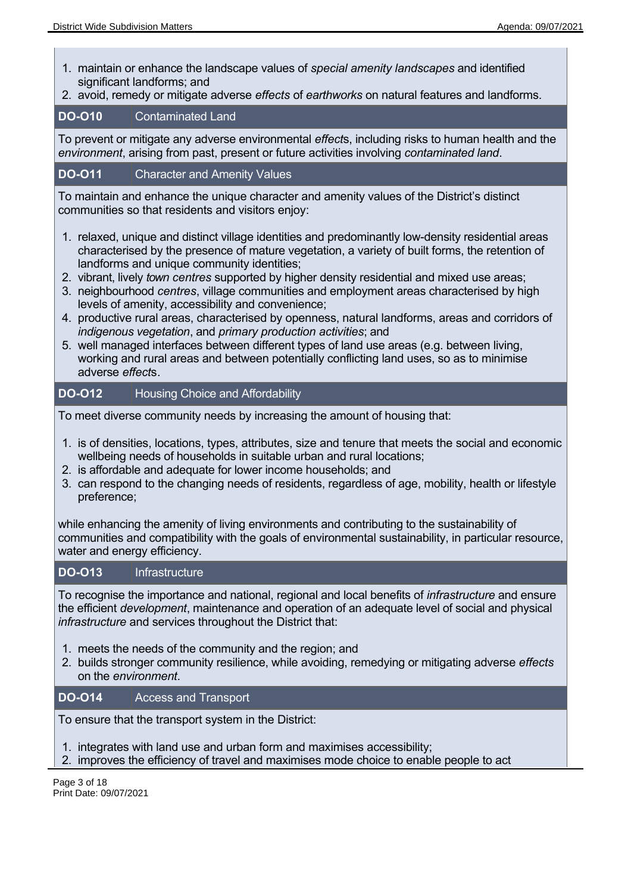1. maintain or enhance the landscape values of *special amenity landscapes* and identified significant landforms; and
2. avoid, remedy or mitigate adverse *effects* of *earthworks* on natural features and landforms.

| **DO-O10** | Contaminated Land |
|---|---|

To prevent or mitigate any adverse environmental *effect*s, including risks to human health and the *environment*, arising from past, present or future activities involving *contaminated land*.

| **DO-O11** | Character and Amenity Values |
|---|---|

To maintain and enhance the unique character and amenity values of the District's distinct communities so that residents and visitors enjoy:

1. relaxed, unique and distinct village identities and predominantly low-density residential areas characterised by the presence of mature vegetation, a variety of built forms, the retention of landforms and unique community identities;
2. vibrant, lively *town centres* supported by higher density residential and mixed use areas;
3. neighbourhood *centres*, village communities and employment areas characterised by high levels of amenity, accessibility and convenience;
4. productive rural areas, characterised by openness, natural landforms, areas and corridors of *indigenous vegetation*, and *primary production activities*; and
5. well managed interfaces between different types of land use areas (e.g. between living, working and rural areas and between potentially conflicting land uses, so as to minimise adverse *effect*s.

| **DO-O12** | Housing Choice and Affordability |
|---|---|

To meet diverse community needs by increasing the amount of housing that:

1. is of densities, locations, types, attributes, size and tenure that meets the social and economic wellbeing needs of households in suitable urban and rural locations;
2. is affordable and adequate for lower income households; and
3. can respond to the changing needs of residents, regardless of age, mobility, health or lifestyle preference;

while enhancing the amenity of living environments and contributing to the sustainability of communities and compatibility with the goals of environmental sustainability, in particular resource, water and energy efficiency.

| **DO-O13** | Infrastructure |
|---|---|

To recognise the importance and national, regional and local benefits of *infrastructure* and ensure the efficient *development*, maintenance and operation of an adequate level of social and physical *infrastructure* and services throughout the District that:

1. meets the needs of the community and the region; and
2. builds stronger community resilience, while avoiding, remedying or mitigating adverse *effects* on the *environment*.

| **DO-O14** | Access and Transport |
|---|---|

To ensure that the transport system in the District:

1. integrates with land use and urban form and maximises accessibility;
2. improves the efficiency of travel and maximises mode choice to enable people to act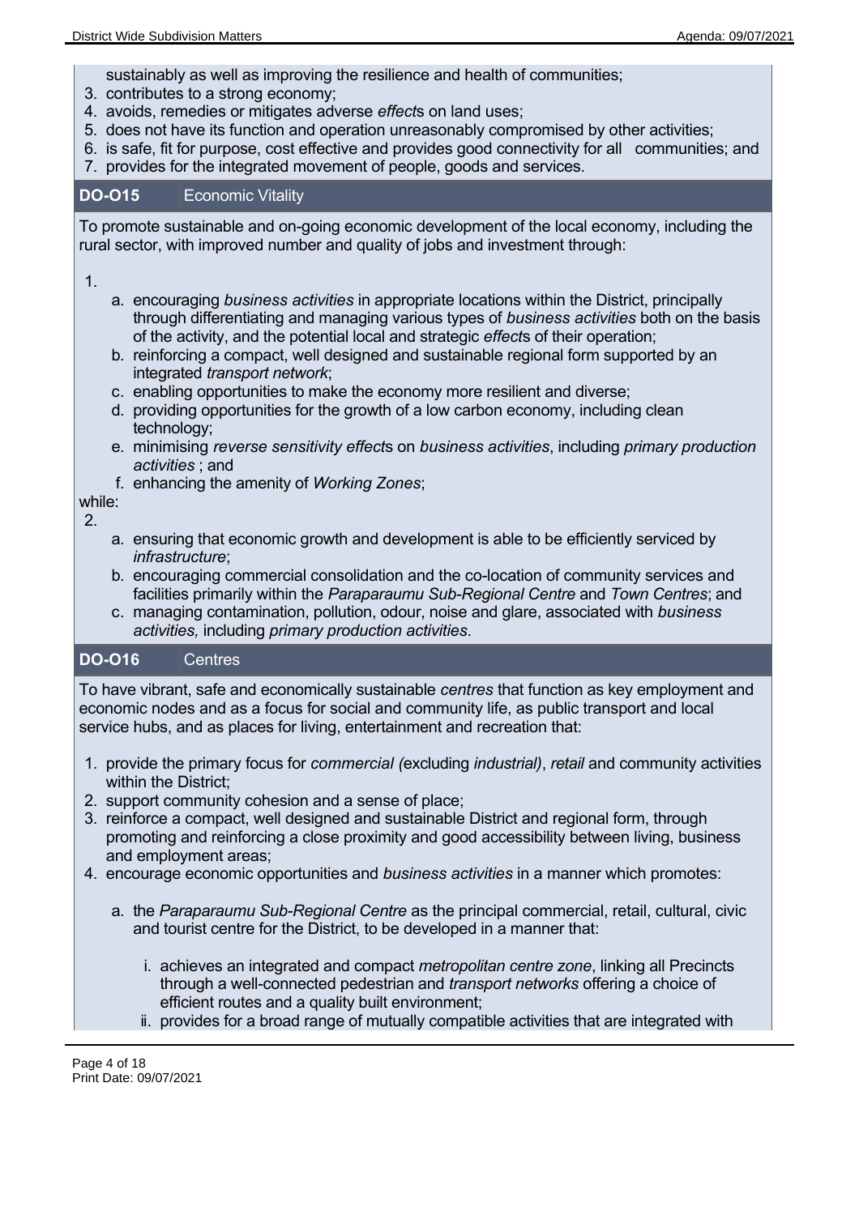sustainably as well as improving the resilience and health of communities;

3. contributes to a strong economy;
4. avoids, remedies or mitigates adverse *effect*s on land uses;
5. does not have its function and operation unreasonably compromised by other activities;
6. is safe, fit for purpose, cost effective and provides good connectivity for all communities; and
7. provides for the integrated movement of people, goods and services.

## DO-O15 Economic Vitality

To promote sustainable and on-going economic development of the local economy, including the rural sector, with improved number and quality of jobs and investment through:

1.
    a. encouraging *business activities* in appropriate locations within the District, principally through differentiating and managing various types of *business activities* both on the basis of the activity, and the potential local and strategic *effect*s of their operation;
    b. reinforcing a compact, well designed and sustainable regional form supported by an integrated *transport network*;
    c. enabling opportunities to make the economy more resilient and diverse;
    d. providing opportunities for the growth of a low carbon economy, including clean technology;
    e. minimising *reverse sensitivity effect*s on *business activities*, including *primary production activities* ; and
    f. enhancing the amenity of *Working Zones*;

while:

2.
    a. ensuring that economic growth and development is able to be efficiently serviced by *infrastructure*;
    b. encouraging commercial consolidation and the co-location of community services and facilities primarily within the *Paraparaumu Sub-Regional Centre* and *Town Centres*; and
    c. managing contamination, pollution, odour, noise and glare, associated with *business activities,* including *primary production activities*.

## DO-O16 Centres

To have vibrant, safe and economically sustainable *centres* that function as key employment and economic nodes and as a focus for social and community life, as public transport and local service hubs, and as places for living, entertainment and recreation that:

1. provide the primary focus for *commercial (*excluding *industrial)*, *retail* and community activities within the District;
2. support community cohesion and a sense of place;
3. reinforce a compact, well designed and sustainable District and regional form, through promoting and reinforcing a close proximity and good accessibility between living, business and employment areas;
4. encourage economic opportunities and *business activities* in a manner which promotes:

    a. the *Paraparaumu Sub-Regional Centre* as the principal commercial, retail, cultural, civic and tourist centre for the District, to be developed in a manner that:

        i. achieves an integrated and compact *metropolitan centre zone*, linking all Precincts through a well-connected pedestrian and *transport networks* offering a choice of efficient routes and a quality built environment;
        ii. provides for a broad range of mutually compatible activities that are integrated with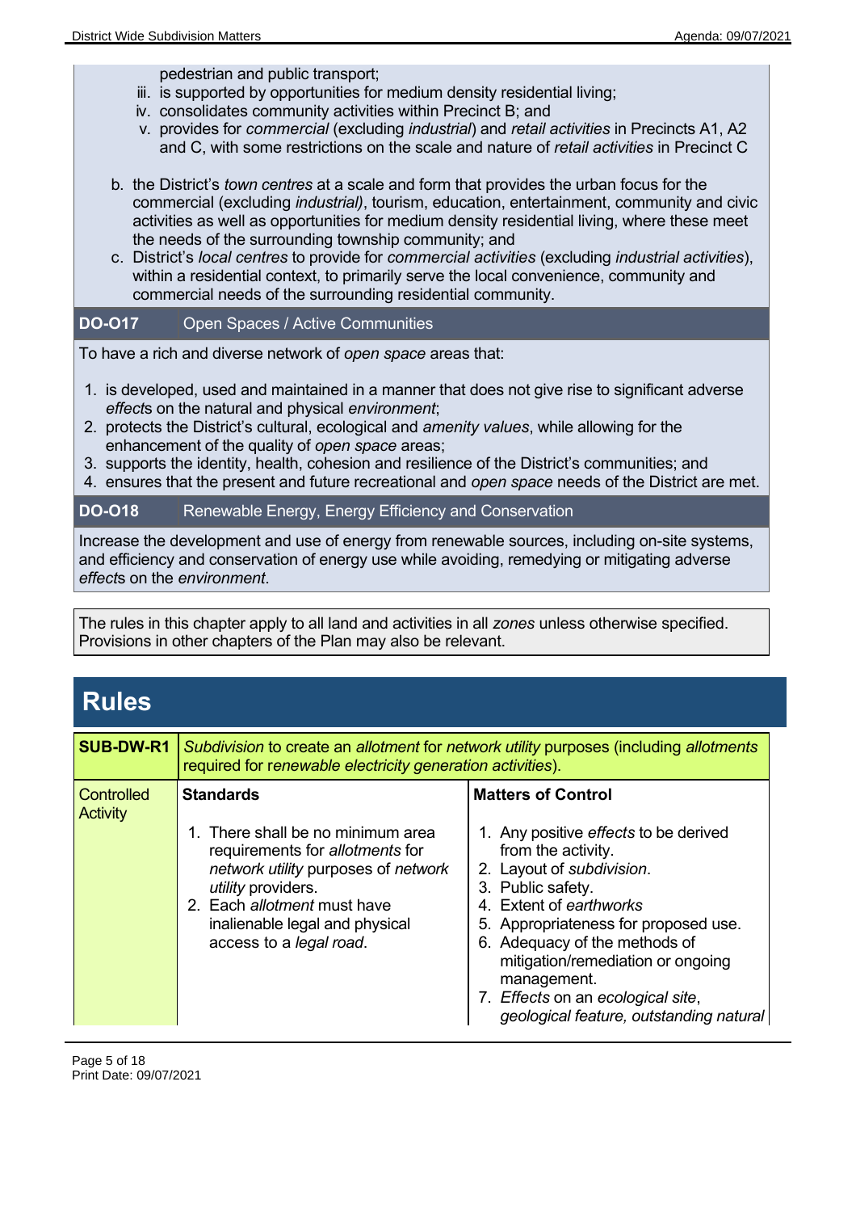pedestrian and public transport;

iii. is supported by opportunities for medium density residential living;
iv. consolidates community activities within Precinct B; and
v. provides for *commercial* (excluding *industrial*) and *retail activities* in Precincts A1, A2 and C, with some restrictions on the scale and nature of *retail activities* in Precinct C

b. the District's *town centres* at a scale and form that provides the urban focus for the commercial (excluding *industrial)*, tourism, education, entertainment, community and civic activities as well as opportunities for medium density residential living, where these meet the needs of the surrounding township community; and
c. District's *local centres* to provide for *commercial activities* (excluding *industrial activities*), within a residential context, to primarily serve the local convenience, community and commercial needs of the surrounding residential community.

| **DO-O17** | Open Spaces / Active Communities |
|---|---|

To have a rich and diverse network of *open space* areas that:

1. is developed, used and maintained in a manner that does not give rise to significant adverse *effect*s on the natural and physical *environment*;
2. protects the District's cultural, ecological and *amenity values*, while allowing for the enhancement of the quality of *open space* areas;
3. supports the identity, health, cohesion and resilience of the District's communities; and
4. ensures that the present and future recreational and *open space* needs of the District are met.

| **DO-O18** | Renewable Energy, Energy Efficiency and Conservation |
|---|---|

Increase the development and use of energy from renewable sources, including on-site systems, and efficiency and conservation of energy use while avoiding, remedying or mitigating adverse *effect*s on the *environment*.

The rules in this chapter apply to all land and activities in all *zones* unless otherwise specified. Provisions in other chapters of the Plan may also be relevant.

# Rules

| **SUB-DW-R1** | *Subdivision* to create an *allotment* for *network utility* purposes (including *allotments* required for *renewable electricity generation activities*). | |
|---|---|---|
| Controlled Activity | **Standards**<br><br>1. There shall be no minimum area requirements for *allotments* for *network utility* purposes of *network utility* providers.<br>2. Each *allotment* must have inalienable legal and physical access to a *legal road*. | **Matters of Control**<br><br>1. Any positive *effects* to be derived from the activity.<br>2. Layout of *subdivision*.<br>3. Public safety.<br>4. Extent of *earthworks*<br>5. Appropriateness for proposed use.<br>6. Adequacy of the methods of mitigation/remediation or ongoing management.<br>7. *Effects* on an *ecological site*, *geological feature, outstanding natural* |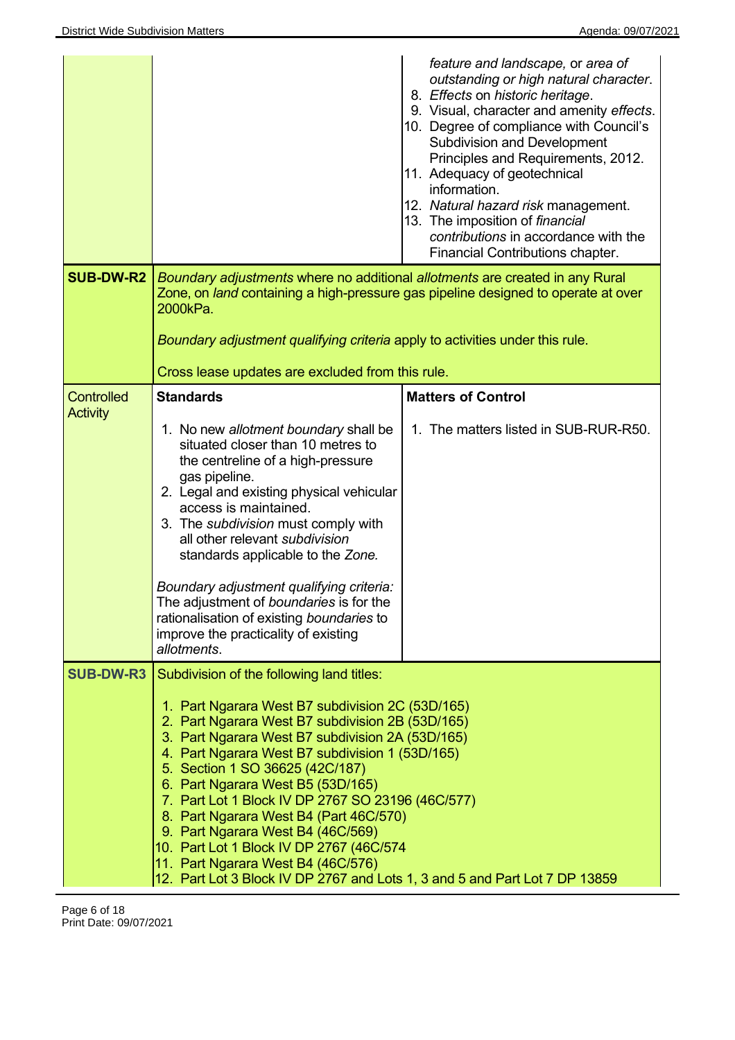| | | |
|---|---|---|
| | | *feature and landscape,* or *area of outstanding or high natural character*.<br>8. *Effects* on *historic heritage*.<br>9. Visual, character and amenity *effects*.<br>10. Degree of compliance with Council's Subdivision and Development Principles and Requirements, 2012.<br>11. Adequacy of geotechnical information.<br>12. *Natural hazard risk* management.<br>13. The imposition of *financial contributions* in accordance with the Financial Contributions chapter. |
| **SUB-DW-R2** | *Boundary adjustments* where no additional *allotments* are created in any Rural Zone, on *land* containing a high-pressure gas pipeline designed to operate at over 2000kPa.<br><br>*Boundary adjustment qualifying criteria* apply to activities under this rule.<br><br>Cross lease updates are excluded from this rule. | |
| Controlled Activity | **Standards**<br><br>1. No new *allotment boundary* shall be situated closer than 10 metres to the centreline of a high-pressure gas pipeline.<br>2. Legal and existing physical vehicular access is maintained.<br>3. The *subdivision* must comply with all other relevant *subdivision* standards applicable to the *Zone.*<br><br>*Boundary adjustment qualifying criteria:* The adjustment of *boundaries* is for the rationalisation of existing *boundaries* to improve the practicality of existing *allotments*. | **Matters of Control**<br><br>1. The matters listed in SUB-RUR-R50. |
| **SUB-DW-R3** | Subdivision of the following land titles:<br><br>1. Part Ngarara West B7 subdivision 2C (53D/165)<br>2. Part Ngarara West B7 subdivision 2B (53D/165)<br>3. Part Ngarara West B7 subdivision 2A (53D/165)<br>4. Part Ngarara West B7 subdivision 1 (53D/165)<br>5. Section 1 SO 36625 (42C/187)<br>6. Part Ngarara West B5 (53D/165)<br>7. Part Lot 1 Block IV DP 2767 SO 23196 (46C/577)<br>8. Part Ngarara West B4 (Part 46C/570)<br>9. Part Ngarara West B4 (46C/569)<br>10. Part Lot 1 Block IV DP 2767 (46C/574<br>11. Part Ngarara West B4 (46C/576)<br>12. Part Lot 3 Block IV DP 2767 and Lots 1, 3 and 5 and Part Lot 7 DP 13859 | |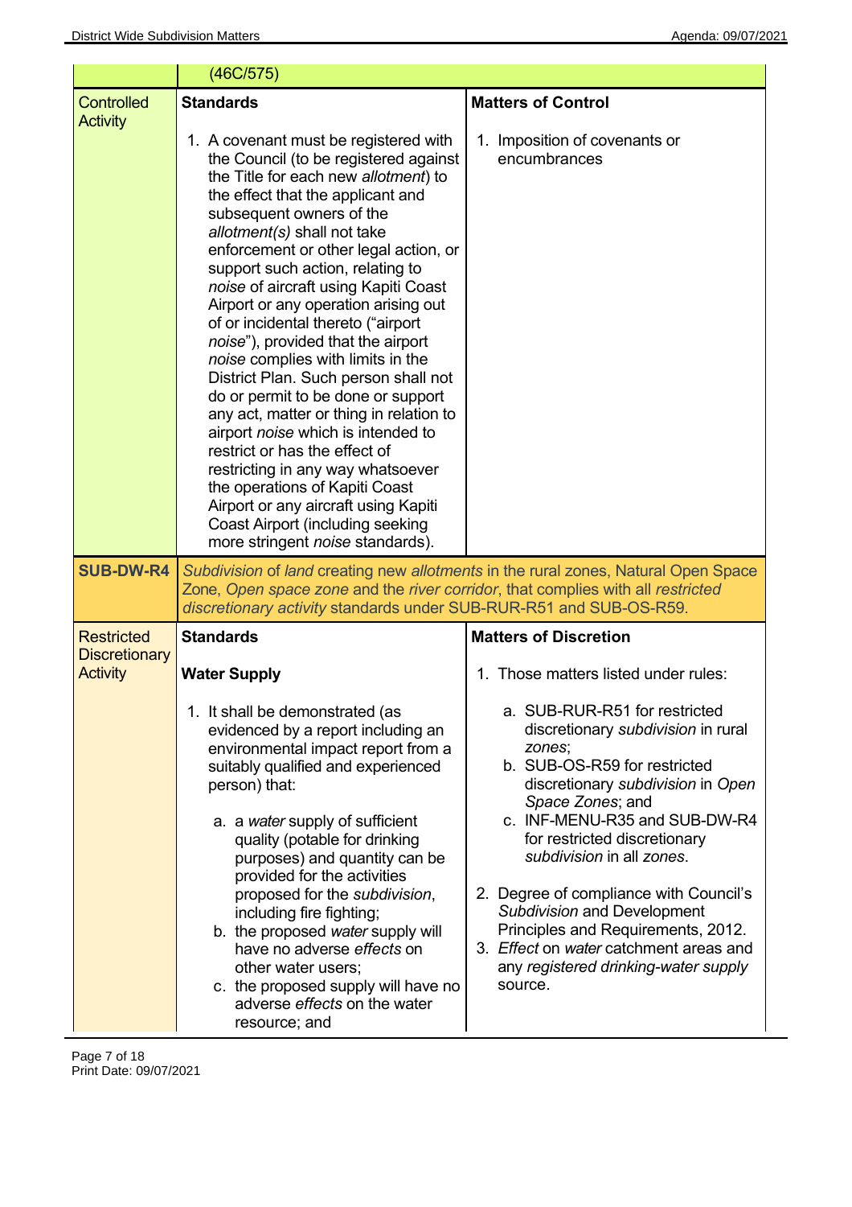| | (46C/575) | |
|---|---|---|
| Controlled Activity | **Standards**<br><br>1. A covenant must be registered with the Council (to be registered against the Title for each new *allotment*) to the effect that the applicant and subsequent owners of the *allotment(s)* shall not take enforcement or other legal action, or support such action, relating to *noise* of aircraft using Kapiti Coast Airport or any operation arising out of or incidental thereto ("airport *noise*"), provided that the airport *noise* complies with limits in the District Plan. Such person shall not do or permit to be done or support any act, matter or thing in relation to airport *noise* which is intended to restrict or has the effect of restricting in any way whatsoever the operations of Kapiti Coast Airport or any aircraft using Kapiti Coast Airport (including seeking more stringent *noise* standards). | **Matters of Control**<br><br>1. Imposition of covenants or encumbrances |
| **SUB-DW-R4** | *Subdivision* of *land* creating new *allotments* in the rural zones, Natural Open Space Zone, *Open space zone* and the *river corridor*, that complies with all *restricted discretionary activity* standards under SUB-RUR-R51 and SUB-OS-R59. | |
| Restricted Discretionary Activity | **Standards**<br><br>**Water Supply**<br><br>1. It shall be demonstrated (as evidenced by a report including an environmental impact report from a suitably qualified and experienced person) that:<br><br>a. a *water* supply of sufficient quality (potable for drinking purposes) and quantity can be provided for the activities proposed for the *subdivision*, including fire fighting;<br>b. the proposed *water* supply will have no adverse *effects* on other water users;<br>c. the proposed supply will have no adverse *effects* on the water resource; and | **Matters of Discretion**<br><br>1. Those matters listed under rules:<br><br>a. SUB-RUR-R51 for restricted discretionary *subdivision* in rural *zones*;<br>b. SUB-OS-R59 for restricted discretionary *subdivision* in *Open Space Zones*; and<br>c. INF-MENU-R35 and SUB-DW-R4 for restricted discretionary *subdivision* in all *zones*.<br><br>2. Degree of compliance with Council's *Subdivision* and Development Principles and Requirements, 2012.<br>3. *Effect* on *water* catchment areas and any *registered drinking-water supply* source. |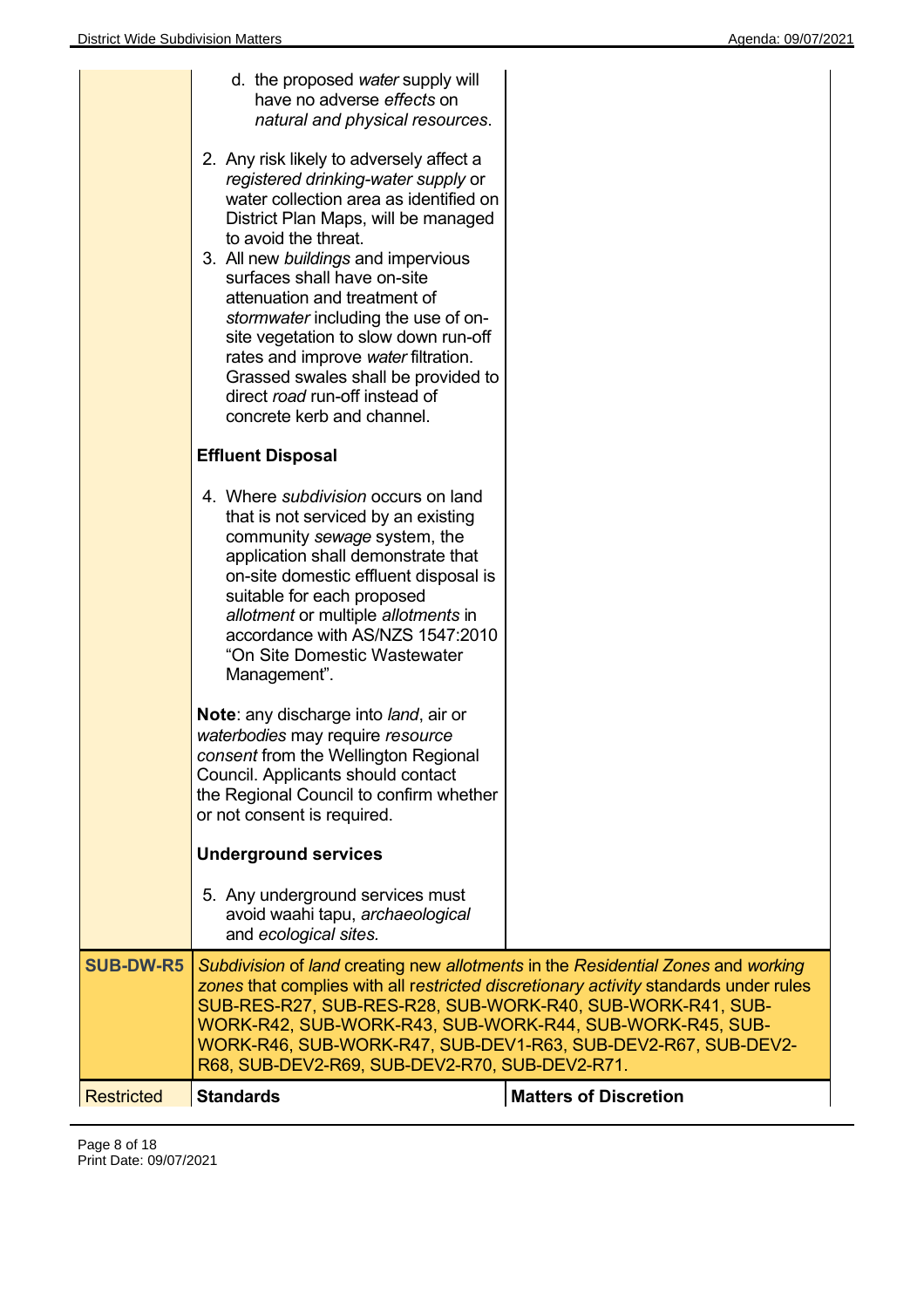| | | |
|---|---|---|
| | d. the proposed *water* supply will have no adverse *effects* on *natural and physical resources*.<br><br>2. Any risk likely to adversely affect a *registered drinking-water supply* or water collection area as identified on District Plan Maps, will be managed to avoid the threat.<br>3. All new *buildings* and impervious surfaces shall have on-site attenuation and treatment of *stormwater* including the use of on-site vegetation to slow down run-off rates and improve *water* filtration. Grassed swales shall be provided to direct *road* run-off instead of concrete kerb and channel.<br><br>**Effluent Disposal**<br><br>4. Where *subdivision* occurs on land that is not serviced by an existing community *sewage* system, the application shall demonstrate that on-site domestic effluent disposal is suitable for each proposed *allotment* or multiple *allotments* in accordance with AS/NZS 1547:2010 "On Site Domestic Wastewater Management".<br><br>**Note**: any discharge into *land*, air or *waterbodies* may require *resource consent* from the Wellington Regional Council. Applicants should contact the Regional Council to confirm whether or not consent is required.<br><br>**Underground services**<br><br>5. Any underground services must avoid waahi tapu, *archaeological* and *ecological sites.* | |
| **SUB-DW-R5** | *Subdivision* of *land* creating new *allotments* in the *Residential Zones* and *working zones* that complies with all *restricted discretionary activity* standards under rules SUB-RES-R27, SUB-RES-R28, SUB-WORK-R40, SUB-WORK-R41, SUB-WORK-R42, SUB-WORK-R43, SUB-WORK-R44, SUB-WORK-R45, SUB-WORK-R46, SUB-WORK-R47, SUB-DEV1-R63, SUB-DEV2-R67, SUB-DEV2-R68, SUB-DEV2-R69, SUB-DEV2-R70, SUB-DEV2-R71. | |
| Restricted | **Standards** | **Matters of Discretion** |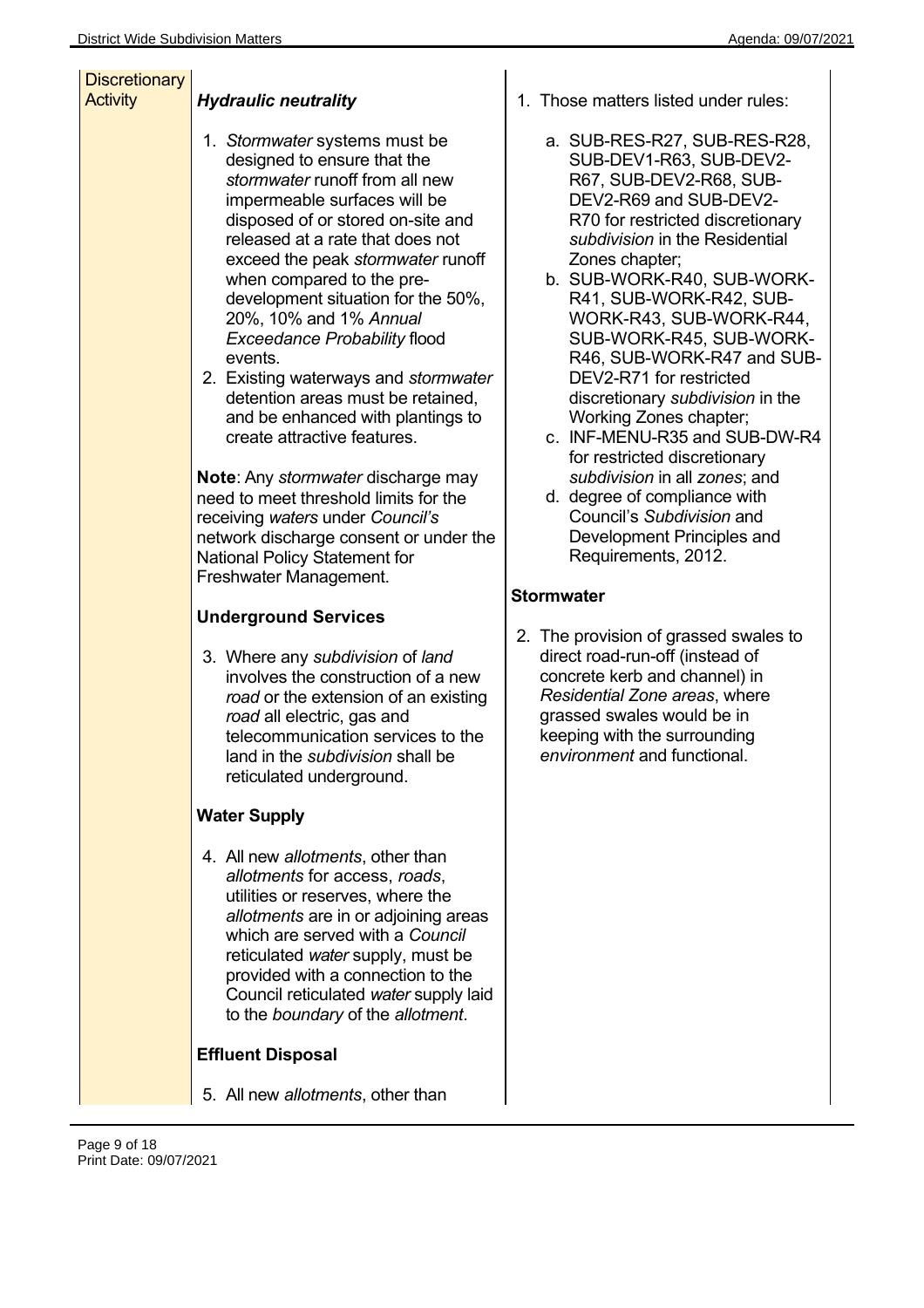| | | |
|---|---|---|
| Discretionary Activity | ***Hydraulic neutrality***<br><br>1. *Stormwater* systems must be designed to ensure that the *stormwater* runoff from all new impermeable surfaces will be disposed of or stored on-site and released at a rate that does not exceed the peak *stormwater* runoff when compared to the pre-development situation for the 50%, 20%, 10% and 1% *Annual Exceedance Probability* flood events.<br>2. Existing waterways and *stormwater* detention areas must be retained, and be enhanced with plantings to create attractive features.<br><br>**Note**: Any *stormwater* discharge may need to meet threshold limits for the receiving *waters* under *Council's* network discharge consent or under the National Policy Statement for Freshwater Management.<br><br>**Underground Services**<br><br>3. Where any *subdivision* of *land* involves the construction of a new *road* or the extension of an existing *road* all electric, gas and telecommunication services to the land in the *subdivision* shall be reticulated underground.<br><br>**Water Supply**<br><br>4. All new *allotments*, other than *allotments* for access, *roads*, utilities or reserves, where the *allotments* are in or adjoining areas which are served with a *Council* reticulated *water* supply, must be provided with a connection to the Council reticulated *water* supply laid to the *boundary* of the *allotment*.<br><br>**Effluent Disposal**<br><br>5. All new *allotments*, other than | 1. Those matters listed under rules:<br>a. SUB-RES-R27, SUB-RES-R28, SUB-DEV1-R63, SUB-DEV2-R67, SUB-DEV2-R68, SUB-DEV2-R69 and SUB-DEV2-R70 for restricted discretionary *subdivision* in the Residential Zones chapter;<br>b. SUB-WORK-R40, SUB-WORK-R41, SUB-WORK-R42, SUB-WORK-R43, SUB-WORK-R44, SUB-WORK-R45, SUB-WORK-R46, SUB-WORK-R47 and SUB-DEV2-R71 for restricted discretionary *subdivision* in the Working Zones chapter;<br>c. INF-MENU-R35 and SUB-DW-R4 for restricted discretionary *subdivision* in all *zones*; and<br>d. degree of compliance with Council's *Subdivision* and Development Principles and Requirements, 2012.<br><br>**Stormwater**<br><br>2. The provision of grassed swales to direct road-run-off (instead of concrete kerb and channel) in *Residential Zone areas*, where grassed swales would be in keeping with the surrounding *environment* and functional. |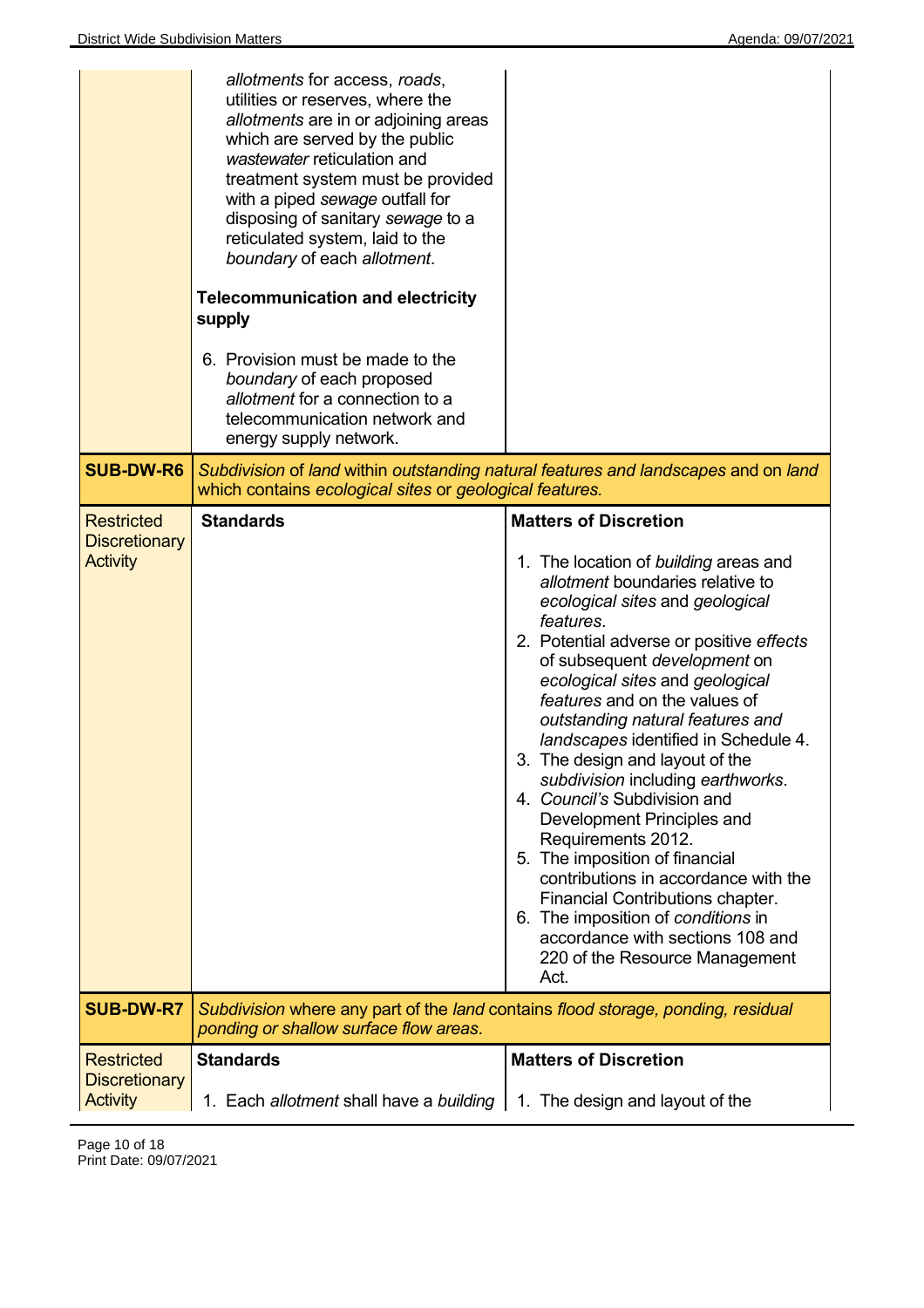| | | |
|---|---|---|
| | *allotments* for access, *roads*, utilities or reserves, where the *allotments* are in or adjoining areas which are served by the public *wastewater* reticulation and treatment system must be provided with a piped *sewage* outfall for disposing of sanitary *sewage* to a reticulated system, laid to the *boundary* of each *allotment*.<br><br>**Telecommunication and electricity supply**<br><br>6. Provision must be made to the *boundary* of each proposed *allotment* for a connection to a telecommunication network and energy supply network. | |
| **SUB-DW-R6** | *Subdivision* of *land* within *outstanding natural features and landscapes* and on *land* which contains *ecological sites* or *geological features.* | |
| Restricted Discretionary Activity | **Standards** | **Matters of Discretion**<br><br>1. The location of *building* areas and *allotment* boundaries relative to *ecological sites* and *geological features*.<br>2. Potential adverse or positive *effects* of subsequent *development* on *ecological sites* and *geological features* and on the values of *outstanding natural features and landscapes* identified in Schedule 4.<br>3. The design and layout of the *subdivision* including *earthworks*.<br>4. *Council's* Subdivision and Development Principles and Requirements 2012.<br>5. The imposition of financial contributions in accordance with the Financial Contributions chapter.<br>6. The imposition of *conditions* in accordance with sections 108 and 220 of the Resource Management Act. |
| **SUB-DW-R7** | *Subdivision* where any part of the *land* contains *flood storage, ponding, residual ponding or shallow surface flow areas*. | |
| Restricted Discretionary Activity | **Standards**<br><br>1. Each *allotment* shall have a *building* | **Matters of Discretion**<br><br>1. The design and layout of the |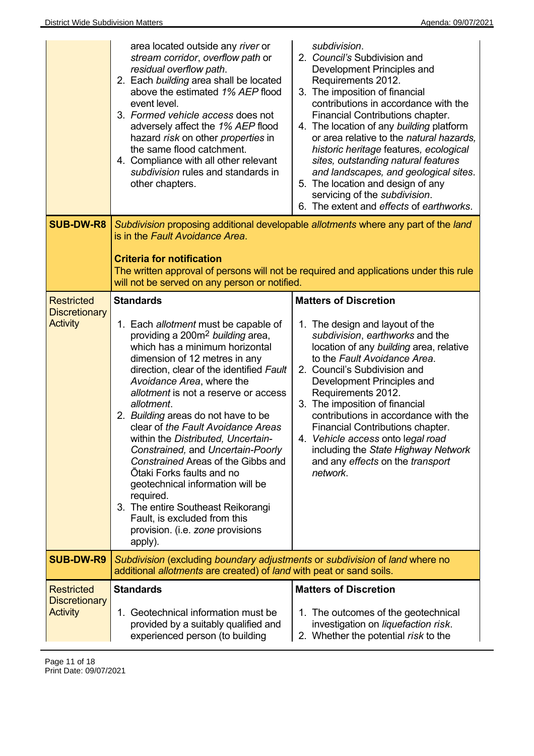| | | |
|---|---|---|
| | area located outside any *river* or *stream corridor*, *overflow path* or *residual overflow path*.<br>2. Each *building* area shall be located above the estimated *1% AEP* flood event level.<br>3. *Formed vehicle access* does not adversely affect the *1% AEP* flood hazard *risk* on other *properties* in the same flood catchment.<br>4. Compliance with all other relevant *subdivision* rules and standards in other chapters. | *subdivision*.<br>2. *Council's* Subdivision and Development Principles and Requirements 2012.<br>3. The imposition of financial contributions in accordance with the Financial Contributions chapter.<br>4. The location of any *building* platform or area relative to the *natural hazards, historic heritage* features, *ecological sites, outstanding natural features and landscapes, and geological sites*.<br>5. The location and design of any servicing of the *subdivision*.<br>6. The extent and *effects* of *earthworks*. |
| **SUB-DW-R8** | *Subdivision* proposing additional developable *allotments* where any part of the *land* is in the *Fault Avoidance Area*.<br><br>**Criteria for notification**<br>The written approval of persons will not be required and applications under this rule will not be served on any person or notified. | |
| Restricted Discretionary Activity | **Standards**<br><br>1. Each *allotment* must be capable of providing a 200m² *building* area, which has a minimum horizontal dimension of 12 metres in any direction, clear of the identified *Fault Avoidance Area*, where the *allotment* is not a reserve or access *allotment*.<br>2. *Building* areas do not have to be clear of *the Fault Avoidance Areas* within the *Distributed, Uncertain-Constrained,* and *Uncertain-Poorly Constrained* Areas of the Gibbs and Ōtaki Forks faults and no geotechnical information will be required.<br>3. The entire Southeast Reikorangi Fault, is excluded from this provision. (i.e. *zone* provisions apply). | **Matters of Discretion**<br><br>1. The design and layout of the *subdivision*, *earthworks* and the location of any *building* area, relative to the *Fault Avoidance Area*.<br>2. Council's Subdivision and Development Principles and Requirements 2012.<br>3. The imposition of financial contributions in accordance with the Financial Contributions chapter.<br>4. *Vehicle access* onto *legal road* including the *State Highway Network* and any *effects* on the *transport network*. |
| **SUB-DW-R9** | *Subdivision* (excluding *boundary adjustments* or *subdivision* of *land* where no additional *allotments* are created) of *land* with peat or sand soils. | |
| Restricted Discretionary Activity | **Standards**<br><br>1. Geotechnical information must be provided by a suitably qualified and experienced person (to building | **Matters of Discretion**<br><br>1. The outcomes of the geotechnical investigation on *liquefaction risk*.<br>2. Whether the potential *risk* to the |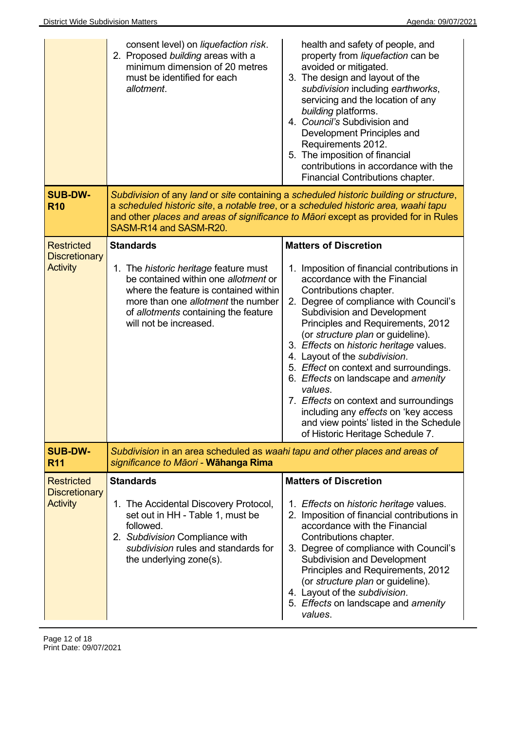| | | |
|---|---|---|
| | consent level) on *liquefaction risk*.<br>2. Proposed *building* areas with a minimum dimension of 20 metres must be identified for each *allotment*. | health and safety of people, and property from *liquefaction* can be avoided or mitigated.<br>3. The design and layout of the *subdivision* including *earthworks*, servicing and the location of any *building* platforms.<br>4. *Council's* Subdivision and Development Principles and Requirements 2012.<br>5. The imposition of financial contributions in accordance with the Financial Contributions chapter. |
| **SUB-DW-R10** | *Subdivision* of any *land* or *site* containing a *scheduled historic building or structure*, a *scheduled historic site*, a *notable tree*, or a *scheduled historic area, waahi tapu* and other *places and areas of significance to Māori* except as provided for in Rules SASM-R14 and SASM-R20. | |
| Restricted Discretionary Activity | **Standards**<br><br>1. The *historic heritage* feature must be contained within one *allotment* or where the feature is contained within more than one *allotment* the number of *allotments* containing the feature will not be increased. | **Matters of Discretion**<br><br>1. Imposition of financial contributions in accordance with the Financial Contributions chapter.<br>2. Degree of compliance with Council's Subdivision and Development Principles and Requirements, 2012 (or *structure plan* or guideline).<br>3. *Effects* on *historic heritage* values.<br>4. Layout of the *subdivision*.<br>5. *Effect* on context and surroundings.<br>6. *Effects* on landscape and *amenity values*.<br>7. *Effects* on context and surroundings including any *effects* on 'key access and view points' listed in the Schedule of Historic Heritage Schedule 7. |
| **SUB-DW-R11** | *Subdivision* in an area scheduled as *waahi tapu and other places and areas of significance to Māori* - **Wāhanga Rima** | |
| Restricted Discretionary Activity | **Standards**<br><br>1. The Accidental Discovery Protocol, set out in HH - Table 1, must be followed.<br>2. *Subdivision* Compliance with *subdivision* rules and standards for the underlying zone(s). | **Matters of Discretion**<br><br>1. *Effects* on *historic heritage* values.<br>2. Imposition of financial contributions in accordance with the Financial Contributions chapter.<br>3. Degree of compliance with Council's Subdivision and Development Principles and Requirements, 2012 (or *structure plan* or guideline).<br>4. Layout of the *subdivision*.<br>5. *Effects* on landscape and *amenity values*. |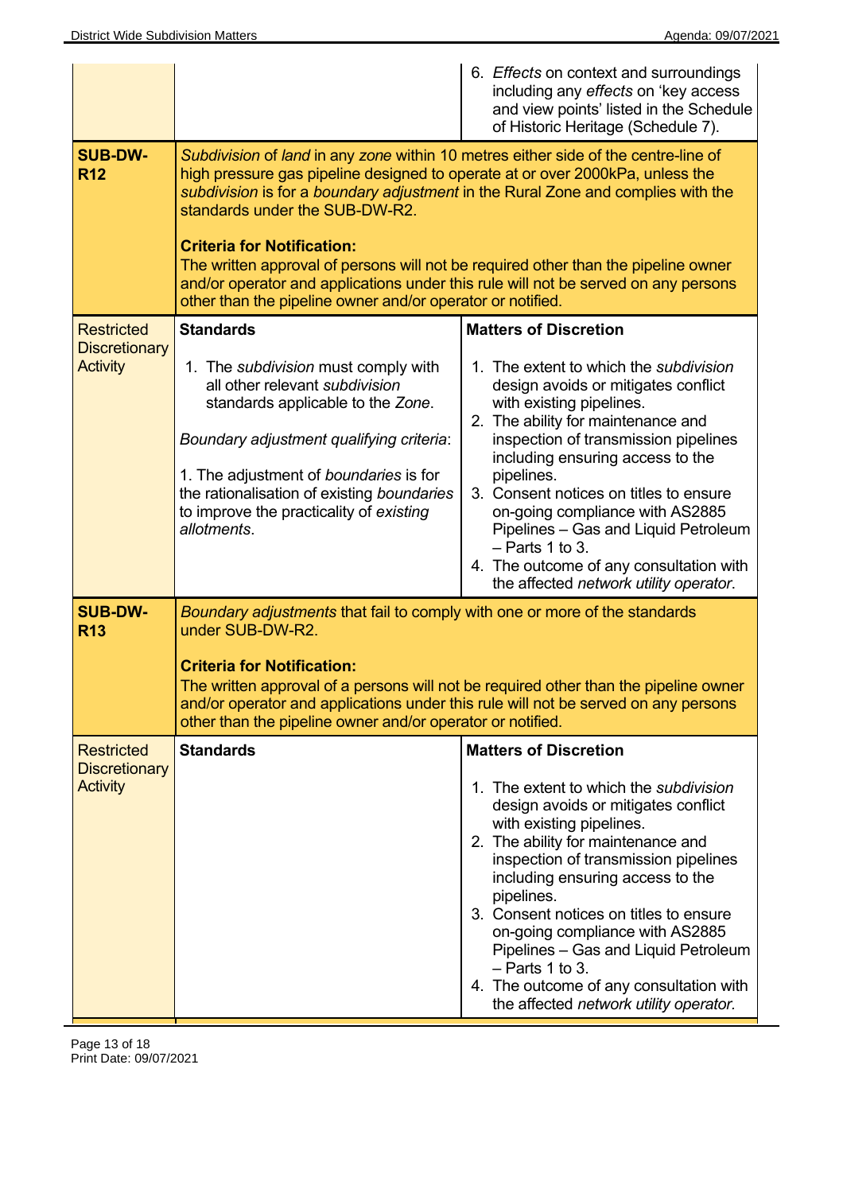| | | |
|---|---|---|
| | | 6. *Effects* on context and surroundings including any *effects* on 'key access and view points' listed in the Schedule of Historic Heritage (Schedule 7). |
| **SUB-DW-R12** | *Subdivision* of *land* in any *zone* within 10 metres either side of the centre-line of high pressure gas pipeline designed to operate at or over 2000kPa, unless the *subdivision* is for a *boundary adjustment* in the Rural Zone and complies with the standards under the SUB-DW-R2.<br><br>**Criteria for Notification:**<br>The written approval of persons will not be required other than the pipeline owner and/or operator and applications under this rule will not be served on any persons other than the pipeline owner and/or operator or notified. | |
| Restricted Discretionary Activity | **Standards**<br><br>1. The *subdivision* must comply with all other relevant *subdivision* standards applicable to the *Zone*.<br><br>*Boundary adjustment qualifying criteria*:<br><br>1. The adjustment of *boundaries* is for the rationalisation of existing *boundaries* to improve the practicality of *existing allotments*. | **Matters of Discretion**<br><br>1. The extent to which the *subdivision* design avoids or mitigates conflict with existing pipelines.<br>2. The ability for maintenance and inspection of transmission pipelines including ensuring access to the pipelines.<br>3. Consent notices on titles to ensure on-going compliance with AS2885 Pipelines – Gas and Liquid Petroleum – Parts 1 to 3.<br>4. The outcome of any consultation with the affected *network utility operator*. |
| **SUB-DW-R13** | *Boundary adjustments* that fail to comply with one or more of the standards under SUB-DW-R2.<br><br>**Criteria for Notification:**<br>The written approval of a persons will not be required other than the pipeline owner and/or operator and applications under this rule will not be served on any persons other than the pipeline owner and/or operator or notified. | |
| Restricted Discretionary Activity | **Standards** | **Matters of Discretion**<br><br>1. The extent to which the *subdivision* design avoids or mitigates conflict with existing pipelines.<br>2. The ability for maintenance and inspection of transmission pipelines including ensuring access to the pipelines.<br>3. Consent notices on titles to ensure on-going compliance with AS2885 Pipelines – Gas and Liquid Petroleum – Parts 1 to 3.<br>4. The outcome of any consultation with the affected *network utility operator*. |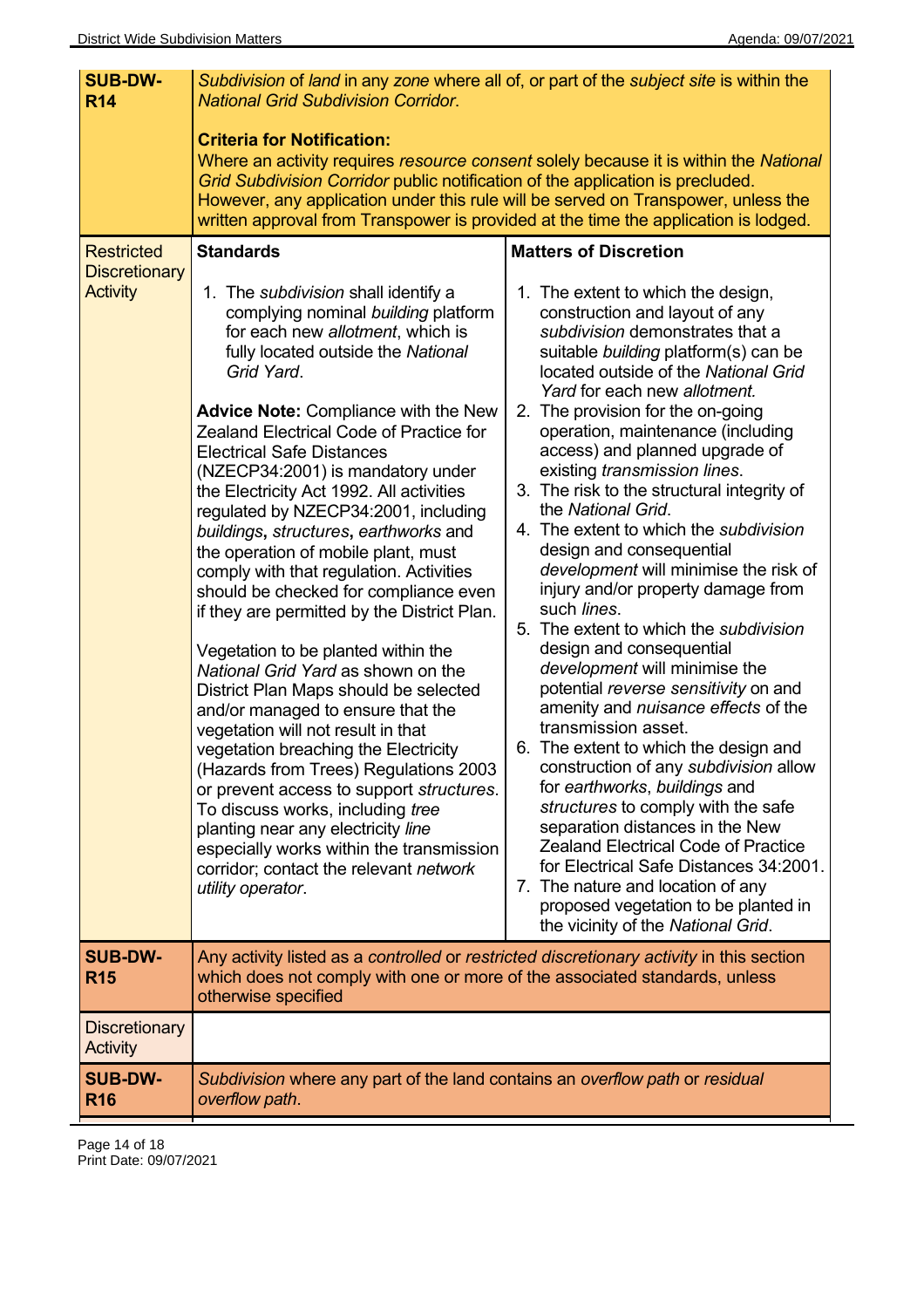| **SUB-DW-R14** | *Subdivision* of *land* in any *zone* where all of, or part of the *subject site* is within the *National Grid Subdivision Corridor*.<br><br>**Criteria for Notification:**<br>Where an activity requires *resource consent* solely because it is within the *National Grid Subdivision Corridor* public notification of the application is precluded. However, any application under this rule will be served on Transpower, unless the written approval from Transpower is provided at the time the application is lodged. | |
|---|---|---|
| Restricted Discretionary Activity | **Standards**<br><br>1. The *subdivision* shall identify a complying nominal *building* platform for each new *allotment*, which is fully located outside the *National Grid Yard*.<br><br>**Advice Note:** Compliance with the New Zealand Electrical Code of Practice for Electrical Safe Distances (NZECP34:2001) is mandatory under the Electricity Act 1992. All activities regulated by NZECP34:2001, including *buildings*, *structures*, *earthworks* and the operation of mobile plant, must comply with that regulation. Activities should be checked for compliance even if they are permitted by the District Plan.<br><br>Vegetation to be planted within the *National Grid Yard* as shown on the District Plan Maps should be selected and/or managed to ensure that the vegetation will not result in that vegetation breaching the Electricity (Hazards from Trees) Regulations 2003 or prevent access to support *structures*. To discuss works, including *tree* planting near any electricity *line* especially works within the transmission corridor; contact the relevant *network utility operator*. | **Matters of Discretion**<br><br>1. The extent to which the design, construction and layout of any *subdivision* demonstrates that a suitable *building* platform(s) can be located outside of the *National Grid Yard* for each new *allotment.*<br>2. The provision for the on-going operation, maintenance (including access) and planned upgrade of existing *transmission lines*.<br>3. The risk to the structural integrity of the *National Grid*.<br>4. The extent to which the *subdivision* design and consequential *development* will minimise the risk of injury and/or property damage from such *lines*.<br>5. The extent to which the *subdivision* design and consequential *development* will minimise the potential *reverse sensitivity* on and amenity and *nuisance effects* of the transmission asset.<br>6. The extent to which the design and construction of any *subdivision* allow for *earthworks*, *buildings* and *structures* to comply with the safe separation distances in the New Zealand Electrical Code of Practice for Electrical Safe Distances 34:2001.<br>7. The nature and location of any proposed vegetation to be planted in the vicinity of the *National Grid*. |
| **SUB-DW-R15** | Any activity listed as a *controlled* or *restricted discretionary activity* in this section which does not comply with one or more of the associated standards, unless otherwise specified | |
| Discretionary Activity | | |
| **SUB-DW-R16** | *Subdivision* where any part of the land contains an *overflow path* or *residual overflow path*. | |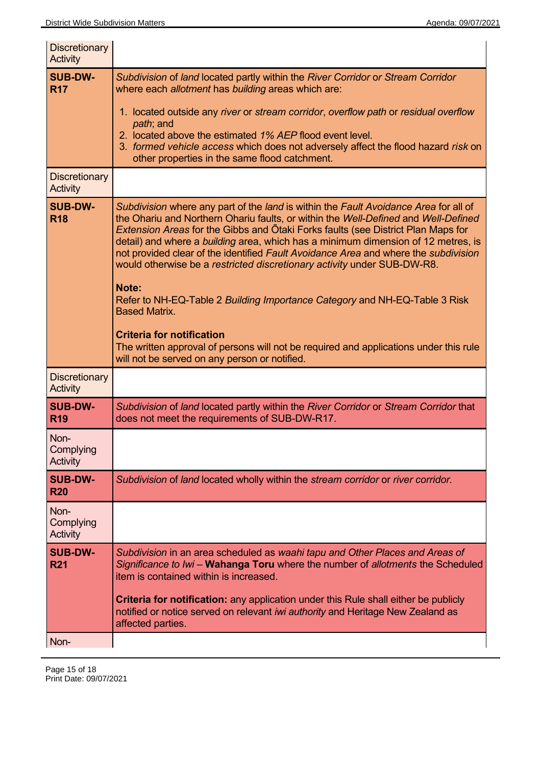| | |
|---|---|
| Discretionary Activity | |
| **SUB-DW-R17** | *Subdivision* of *land* located partly within the *River Corridor* or *Stream Corridor* where each *allotment* has *building* areas which are:<br><br>1. located outside any *river* or *stream corridor*, *overflow path* or *residual overflow path*; and<br>2. located above the estimated *1% AEP* flood event level.<br>3. *formed vehicle access* which does not adversely affect the flood hazard *risk* on other properties in the same flood catchment. |
| Discretionary Activity | |
| **SUB-DW-R18** | *Subdivision* where any part of the *land* is within the *Fault Avoidance Area* for all of the Ohariu and Northern Ohariu faults, or within the *Well-Defined* and *Well-Defined Extension Areas* for the Gibbs and Ōtaki Forks faults (see District Plan Maps for detail) and where a *building* area, which has a minimum dimension of 12 metres, is not provided clear of the identified *Fault Avoidance Area* and where the *subdivision* would otherwise be a *restricted discretionary activity* under SUB-DW-R8.<br><br>**Note:**<br>Refer to NH-EQ-Table 2 *Building Importance Category* and NH-EQ-Table 3 Risk Based Matrix.<br><br>**Criteria for notification**<br>The written approval of persons will not be required and applications under this rule will not be served on any person or notified. |
| Discretionary Activity | |
| **SUB-DW-R19** | *Subdivision* of *land* located partly within the *River Corridor* or *Stream Corridor* that does not meet the requirements of SUB-DW-R17. |
| Non-Complying Activity | |
| **SUB-DW-R20** | *Subdivision* of *land* located wholly within the *stream corridor* or *river corridor.* |
| Non-Complying Activity | |
| **SUB-DW-R21** | *Subdivision* in an area scheduled as *waahi tapu and Other Places and Areas of Significance to Iwi* – **Wahanga Toru** where the number of *allotments* the Scheduled item is contained within is increased.<br><br>**Criteria for notification:** any application under this Rule shall either be publicly notified or notice served on relevant *iwi authority* and Heritage New Zealand as affected parties. |
| Non- | |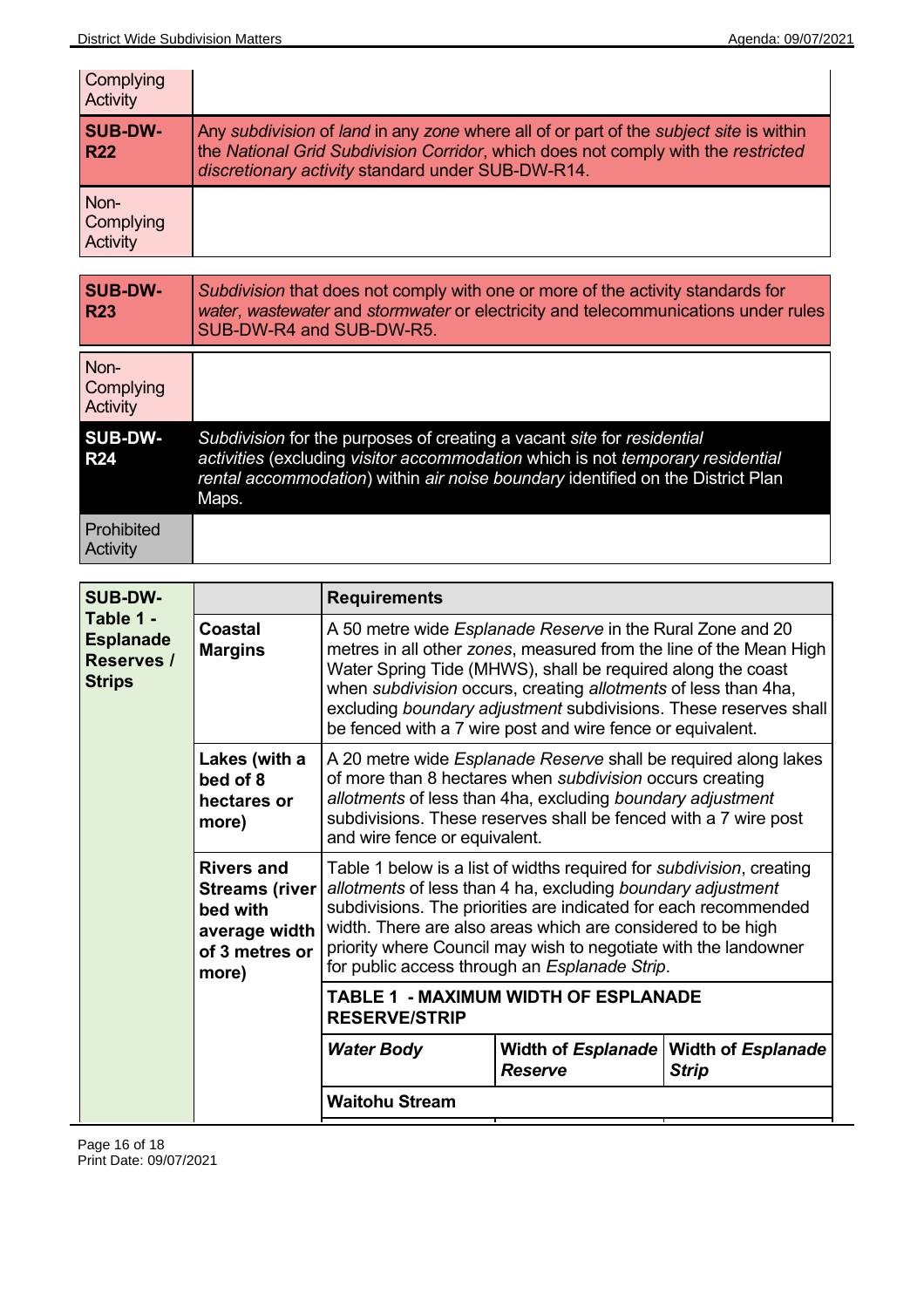| | |
|---|---|
| Complying Activity | |
| **SUB-DW-R22** | Any *subdivision* of *land* in any *zone* where all of or part of the *subject site* is within the *National Grid Subdivision Corridor*, which does not comply with the *restricted discretionary activity* standard under SUB-DW-R14. |
| Non-Complying Activity | |

| | |
|---|---|
| **SUB-DW-R23** | *Subdivision* that does not comply with one or more of the activity standards for *water*, *wastewater* and *stormwater* or electricity and telecommunications under rules SUB-DW-R4 and SUB-DW-R5. |
| Non-Complying Activity | |
| **SUB-DW-R24** | *Subdivision* for the purposes of creating a vacant *site* for *residential activities* (excluding *visitor accommodation* which is not *temporary residential rental accommodation*) within *air noise boundary* identified on the District Plan Maps. |
| Prohibited Activity | |

| **SUB-DW-Table 1 - Esplanade Reserves / Strips** | | **Requirements** | | |
|---|---|---|---|---|
| | **Coastal Margins** | A 50 metre wide *Esplanade Reserve* in the Rural Zone and 20 metres in all other *zones*, measured from the line of the Mean High Water Spring Tide (MHWS), shall be required along the coast when *subdivision* occurs, creating *allotments* of less than 4ha, excluding *boundary adjustment* subdivisions. These reserves shall be fenced with a 7 wire post and wire fence or equivalent. | | |
| | **Lakes (with a bed of 8 hectares or more)** | A 20 metre wide *Esplanade Reserve* shall be required along lakes of more than 8 hectares when *subdivision* occurs creating *allotments* of less than 4ha, excluding *boundary adjustment* subdivisions. These reserves shall be fenced with a 7 wire post and wire fence or equivalent. | | |
| | **Rivers and Streams (river bed with average width of 3 metres or more)** | Table 1 below is a list of widths required for *subdivision*, creating *allotments* of less than 4 ha, excluding *boundary adjustment* subdivisions. The priorities are indicated for each recommended width. There are also areas which are considered to be high priority where Council may wish to negotiate with the landowner for public access through an *Esplanade Strip*. | | |
| | | **TABLE 1 - MAXIMUM WIDTH OF ESPLANADE RESERVE/STRIP** | | |
| | | ***Water Body*** | **Width of *Esplanade Reserve*** | **Width of *Esplanade Strip*** |
| | | **Waitohu Stream** | | |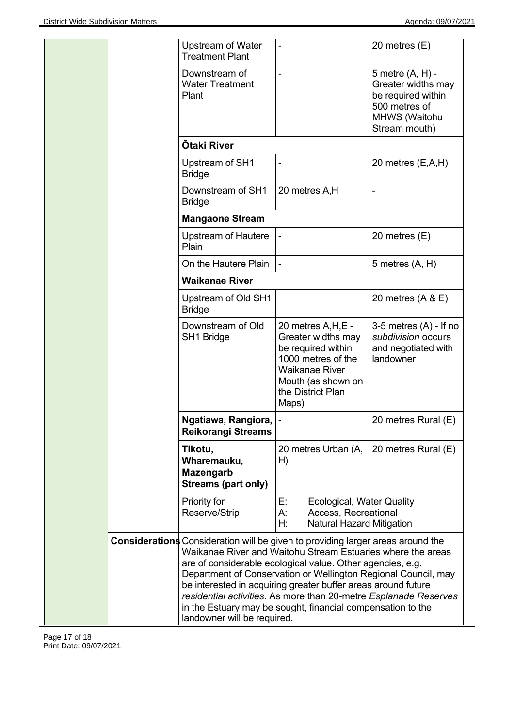| | | |
|---|---|---|
| Upstream of Water Treatment Plant | - | 20 metres (E) |
| Downstream of Water Treatment Plant | - | 5 metre (A, H) - Greater widths may be required within 500 metres of MHWS (Waitohu Stream mouth) |
| **Ōtaki River** | | |
| Upstream of SH1 Bridge | - | 20 metres (E,A,H) |
| Downstream of SH1 Bridge | 20 metres A,H | - |
| **Mangaone Stream** | | |
| Upstream of Hautere Plain | - | 20 metres (E) |
| On the Hautere Plain | - | 5 metres (A, H) |
| **Waikanae River** | | |
| Upstream of Old SH1 Bridge | | 20 metres (A & E) |
| Downstream of Old SH1 Bridge | 20 metres A,H,E - Greater widths may be required within 1000 metres of the Waikanae River Mouth (as shown on the District Plan Maps) | 3-5 metres (A) - If no *subdivision* occurs and negotiated with landowner |
| **Ngatiawa, Rangiora, Reikorangi Streams** | - | 20 metres Rural (E) |
| **Tikotu, Wharemauku, Mazengarb Streams (part only)** | 20 metres Urban (A, H) | 20 metres Rural (E) |
| Priority for Reserve/Strip | E: Ecological, Water Quality<br>A: Access, Recreational<br>H: Natural Hazard Mitigation | |

**Considerations** Consideration will be given to providing larger areas around the Waikanae River and Waitohu Stream Estuaries where the areas are of considerable ecological value. Other agencies, e.g. Department of Conservation or Wellington Regional Council, may be interested in acquiring greater buffer areas around future *residential activities*. As more than 20-metre *Esplanade Reserves* in the Estuary may be sought, financial compensation to the landowner will be required.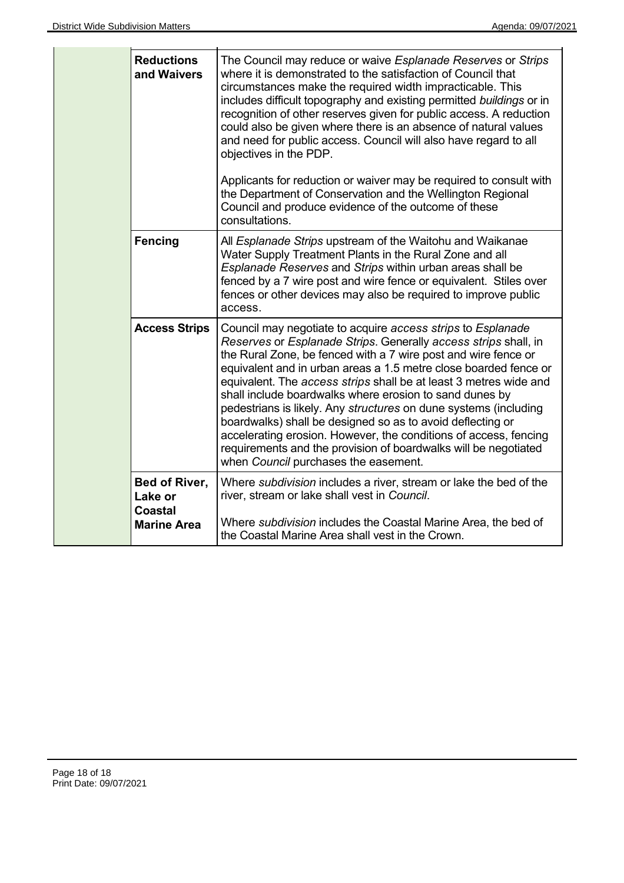| | | |
|---|---|---|
| | **Reductions and Waivers** | The Council may reduce or waive *Esplanade Reserves* or *Strips* where it is demonstrated to the satisfaction of Council that circumstances make the required width impracticable. This includes difficult topography and existing permitted *buildings* or in recognition of other reserves given for public access. A reduction could also be given where there is an absence of natural values and need for public access. Council will also have regard to all objectives in the PDP.<br><br>Applicants for reduction or waiver may be required to consult with the Department of Conservation and the Wellington Regional Council and produce evidence of the outcome of these consultations. |
| | **Fencing** | All *Esplanade Strips* upstream of the Waitohu and Waikanae Water Supply Treatment Plants in the Rural Zone and all *Esplanade Reserves* and *Strips* within urban areas shall be fenced by a 7 wire post and wire fence or equivalent. Stiles over fences or other devices may also be required to improve public access. |
| | **Access Strips** | Council may negotiate to acquire *access strips* to *Esplanade Reserves* or *Esplanade Strips*. Generally *access strips* shall, in the Rural Zone, be fenced with a 7 wire post and wire fence or equivalent and in urban areas a 1.5 metre close boarded fence or equivalent. The *access strips* shall be at least 3 metres wide and shall include boardwalks where erosion to sand dunes by pedestrians is likely. Any *structures* on dune systems (including boardwalks) shall be designed so as to avoid deflecting or accelerating erosion. However, the conditions of access, fencing requirements and the provision of boardwalks will be negotiated when *Council* purchases the easement. |
| | **Bed of River, Lake or Coastal Marine Area** | Where *subdivision* includes a river, stream or lake the bed of the river, stream or lake shall vest in *Council*.<br><br>Where *subdivision* includes the Coastal Marine Area, the bed of the Coastal Marine Area shall vest in the Crown. |